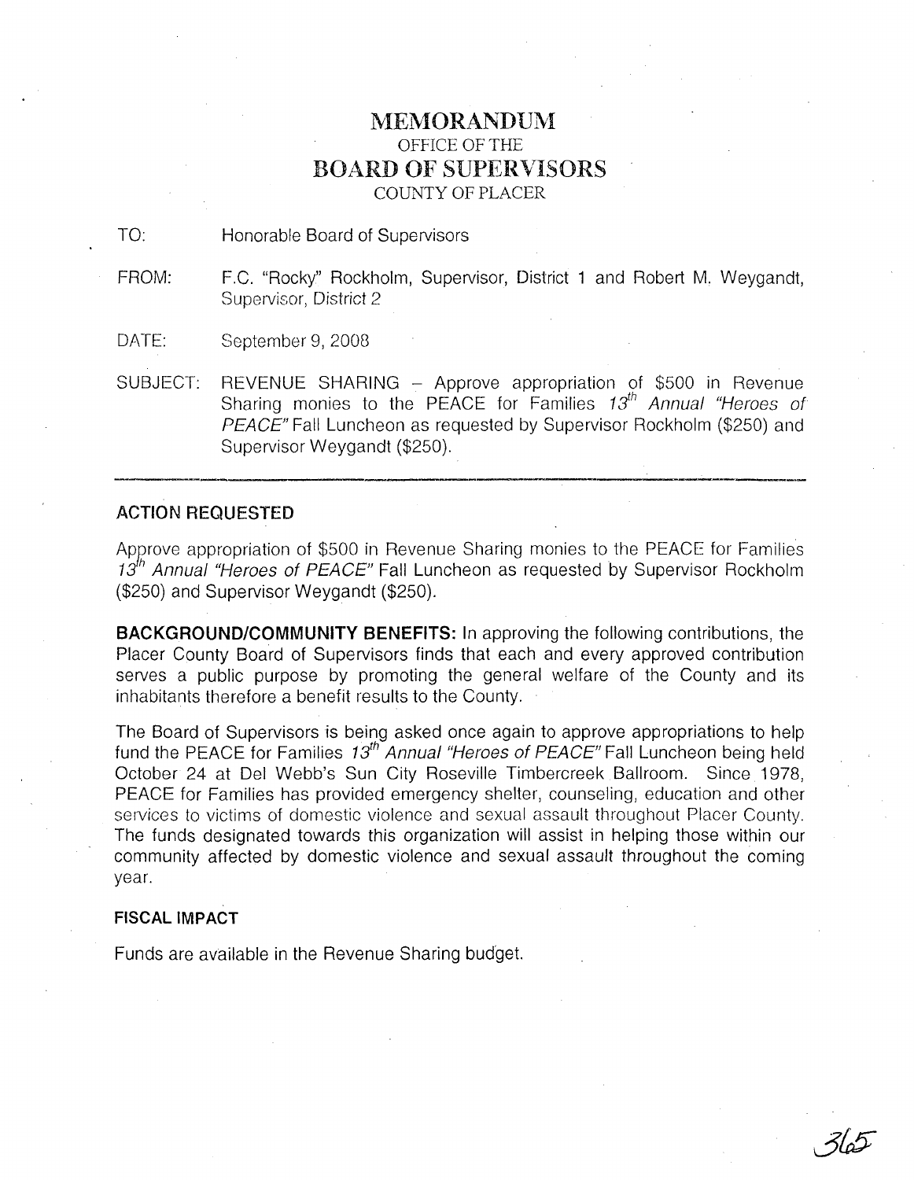# MEMORANDUM

OFFICE OF THE

## BOARD OF SUPERVISORS

COUNTY OF PLACER

TO: Honorable Board of Supervisors

FROM: F.C. "Rocky" Rockholm, Supervisor, District 1 and Robert M. Weygandt, Supervisor, District 2

DATE: September 9, 2008

SUBJECT: REVENUE SHARING – Approve appropriation of $500 in Revenue Sharing monies to the PEACE for Families *13th Annual "Heroes of PEACE"* Fall Luncheon as requested by Supervisor Rockholm ($250) and Supervisor Weygandt ($250).

---

**ACTION REQUESTED**

Approve appropriation of $500 in Revenue Sharing monies to the PEACE for Families *13th Annual "Heroes of PEACE"* Fall Luncheon as requested by Supervisor Rockholm ($250) and Supervisor Weygandt ($250).

**BACKGROUND/COMMUNITY BENEFITS:** In approving the following contributions, the Placer County Board of Supervisors finds that each and every approved contribution serves a public purpose by promoting the general welfare of the County and its inhabitants therefore a benefit results to the County.

The Board of Supervisors is being asked once again to approve appropriations to help fund the PEACE for Families *13th Annual "Heroes of PEACE"* Fall Luncheon being held October 24 at Del Webb's Sun City Roseville Timbercreek Ballroom. Since 1978, PEACE for Families has provided emergency shelter, counseling, education and other services to victims of domestic violence and sexual assault throughout Placer County. The funds designated towards this organization will assist in helping those within our community affected by domestic violence and sexual assault throughout the coming year.

**FISCAL IMPACT**

Funds are available in the Revenue Sharing budget.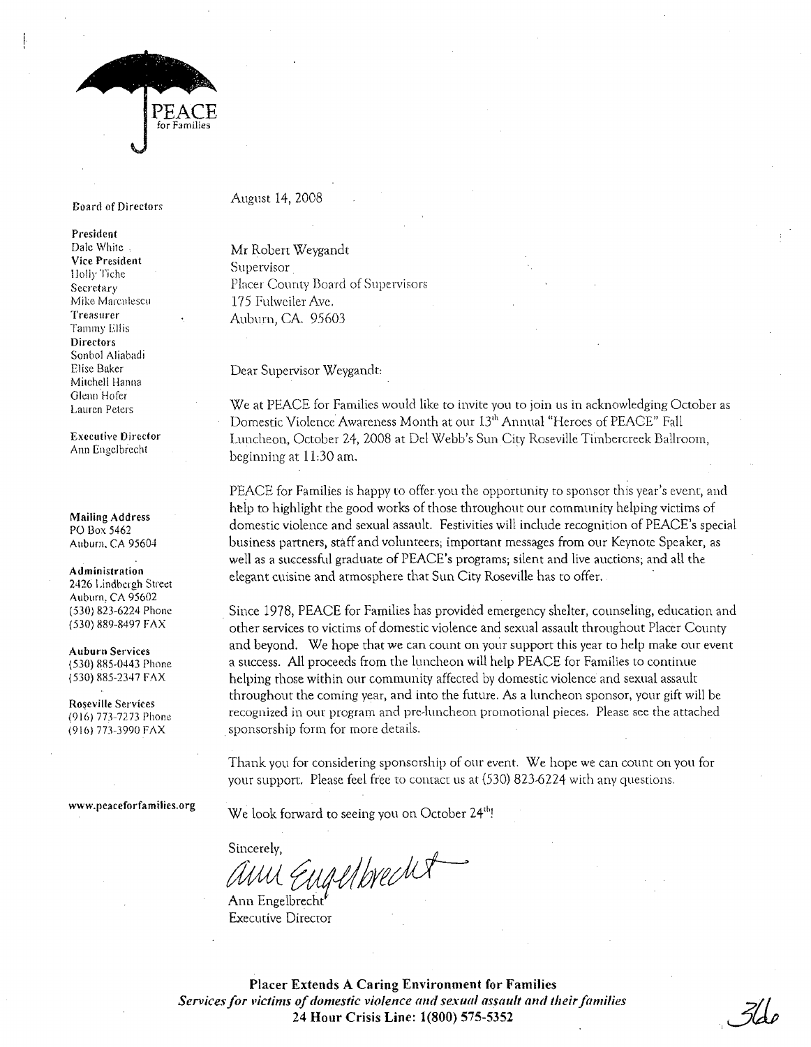PEACE for Families

**Board of Directors**

**President**
Dale White
**Vice President**
Holly Tiche
**Secretary**
Mike Marculescu
**Treasurer**
Tammy Ellis
**Directors**
Sonbol Aliabadi
Elise Baker
Mitchell Hanna
Glenn Hofer
Lauren Peters

**Executive Director**
Ann Engelbrecht

**Mailing Address**
PO Box 5462
Auburn, CA 95604

**Administration**
2426 Lindbergh Street
Auburn, CA 95602
(530) 823-6224 Phone
(530) 889-8497 FAX

**Auburn Services**
(530) 885-0443 Phone
(530) 885-2347 FAX

**Roseville Services**
(916) 773-7273 Phone
(916) 773-3990 FAX

**www.peaceforfamilies.org**

August 14, 2008

Mr Robert Weygandt
Supervisor
Placer County Board of Supervisors
175 Fulweiler Ave.
Auburn, CA. 95603

Dear Supervisor Weygandt:

We at PEACE for Families would like to invite you to join us in acknowledging October as Domestic Violence Awareness Month at our 13th Annual "Heroes of PEACE" Fall Luncheon, October 24, 2008 at Del Webb's Sun City Roseville Timbercreek Ballroom, beginning at 11:30 am.

PEACE for Families is happy to offer you the opportunity to sponsor this year's event, and help to highlight the good works of those throughout our community helping victims of domestic violence and sexual assault. Festivities will include recognition of PEACE's special business partners, staff and volunteers; important messages from our Keynote Speaker, as well as a successful graduate of PEACE's programs; silent and live auctions; and all the elegant cuisine and atmosphere that Sun City Roseville has to offer.

Since 1978, PEACE for Families has provided emergency shelter, counseling, education and other services to victims of domestic violence and sexual assault throughout Placer County and beyond. We hope that we can count on your support this year to help make our event a success. All proceeds from the luncheon will help PEACE for Families to continue helping those within our community affected by domestic violence and sexual assault throughout the coming year, and into the future. As a luncheon sponsor, your gift will be recognized in our program and pre-luncheon promotional pieces. Please see the attached sponsorship form for more details.

Thank you for considering sponsorship of our event. We hope we can count on you for your support. Please feel free to contact us at (530) 823-6224 with any questions.

We look forward to seeing you on October 24th!

Sincerely,

Ann Engelbrecht
Ann Engelbrecht
Executive Director

**Placer Extends A Caring Environment for Families**
***Services for victims of domestic violence and sexual assault and their families***
**24 Hour Crisis Line: 1(800) 575-5352**